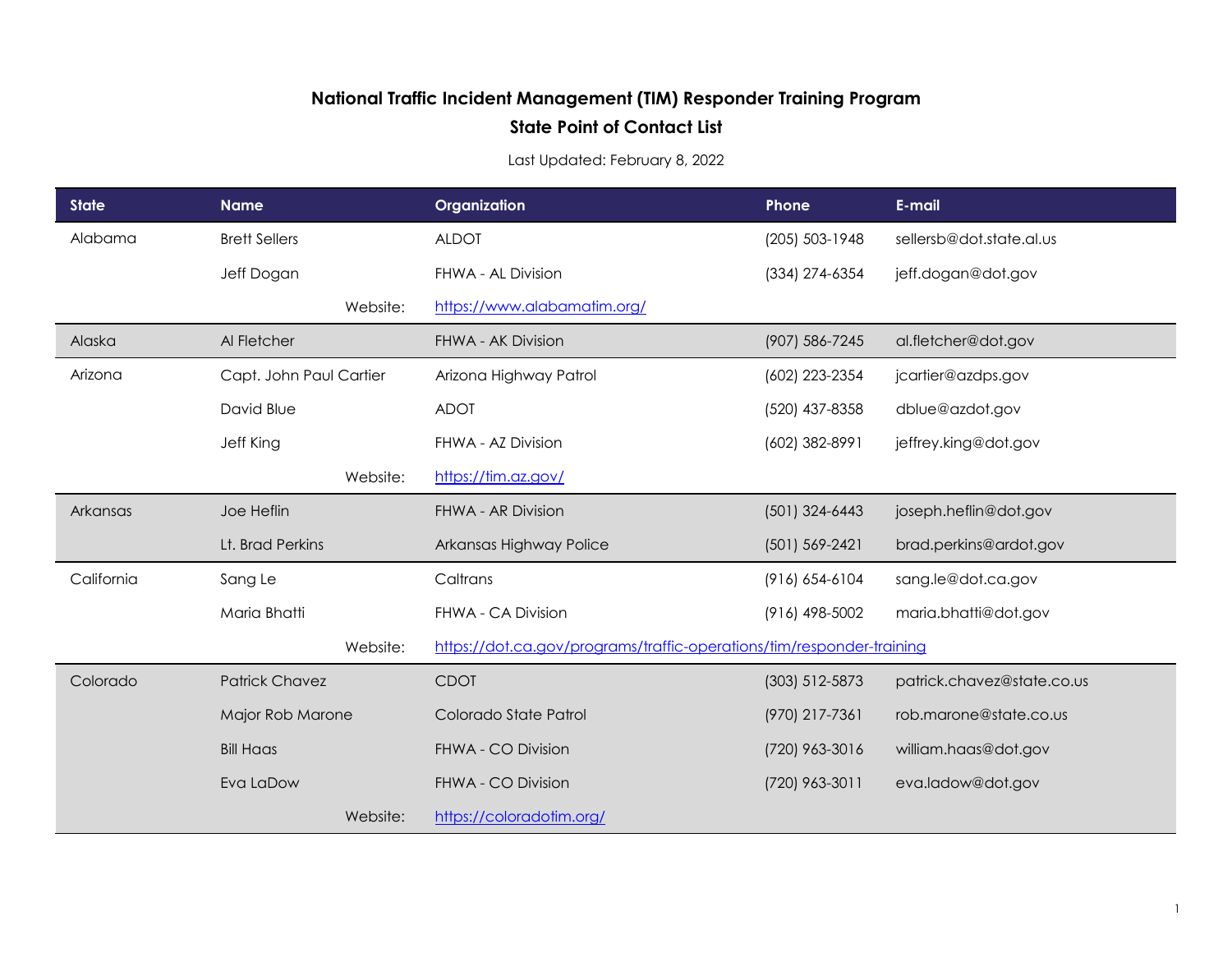# National Traffic Incident Management (TIM) Responder Training Program

## State Point of Contact List

Last Updated: February 8, 2022

| State | Name | Organization | Phone | E-mail |
|---|---|---|---|---|
| Alabama | Brett Sellers | ALDOT | (205) 503-1948 | sellersb@dot.state.al.us |
| | Jeff Dogan | FHWA - AL Division | (334) 274-6354 | jeff.dogan@dot.gov |
| | Website: | https://www.alabamatim.org/ | | |
| Alaska | Al Fletcher | FHWA - AK Division | (907) 586-7245 | al.fletcher@dot.gov |
| Arizona | Capt. John Paul Cartier | Arizona Highway Patrol | (602) 223-2354 | jcartier@azdps.gov |
| | David Blue | ADOT | (520) 437-8358 | dblue@azdot.gov |
| | Jeff King | FHWA - AZ Division | (602) 382-8991 | jeffrey.king@dot.gov |
| | Website: | https://tim.az.gov/ | | |
| Arkansas | Joe Heflin | FHWA - AR Division | (501) 324-6443 | joseph.heflin@dot.gov |
| | Lt. Brad Perkins | Arkansas Highway Police | (501) 569-2421 | brad.perkins@ardot.gov |
| California | Sang Le | Caltrans | (916) 654-6104 | sang.le@dot.ca.gov |
| | Maria Bhatti | FHWA - CA Division | (916) 498-5002 | maria.bhatti@dot.gov |
| | Website: | https://dot.ca.gov/programs/traffic-operations/tim/responder-training | | |
| Colorado | Patrick Chavez | CDOT | (303) 512-5873 | patrick.chavez@state.co.us |
| | Major Rob Marone | Colorado State Patrol | (970) 217-7361 | rob.marone@state.co.us |
| | Bill Haas | FHWA - CO Division | (720) 963-3016 | william.haas@dot.gov |
| | Eva LaDow | FHWA - CO Division | (720) 963-3011 | eva.ladow@dot.gov |
| | Website: | https://coloradotim.org/ | | |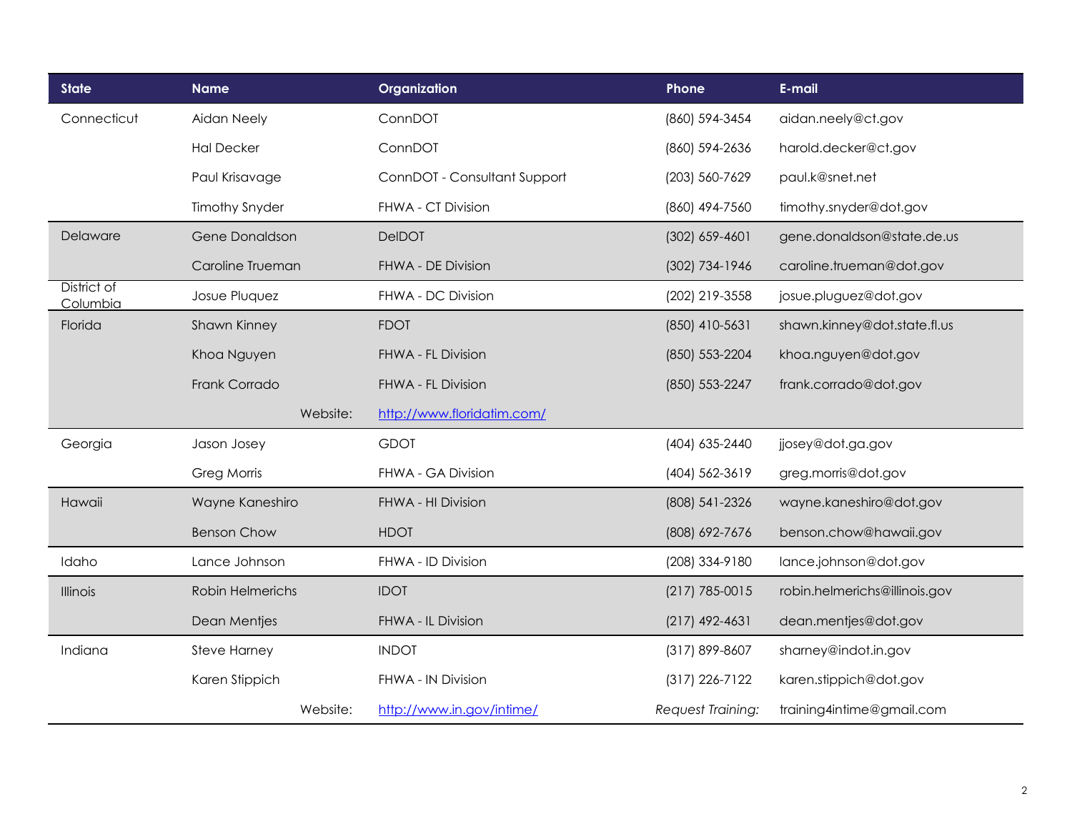| State | Name | Organization | Phone | E-mail |
| --- | --- | --- | --- | --- |
| Connecticut | Aidan Neely | ConnDOT | (860) 594-3454 | aidan.neely@ct.gov |
| | Hal Decker | ConnDOT | (860) 594-2636 | harold.decker@ct.gov |
| | Paul Krisavage | ConnDOT - Consultant Support | (203) 560-7629 | paul.k@snet.net |
| | Timothy Snyder | FHWA - CT Division | (860) 494-7560 | timothy.snyder@dot.gov |
| Delaware | Gene Donaldson | DelDOT | (302) 659-4601 | gene.donaldson@state.de.us |
| | Caroline Trueman | FHWA - DE Division | (302) 734-1946 | caroline.trueman@dot.gov |
| District of Columbia | Josue Pluquez | FHWA - DC Division | (202) 219-3558 | josue.pluguez@dot.gov |
| Florida | Shawn Kinney | FDOT | (850) 410-5631 | shawn.kinney@dot.state.fl.us |
| | Khoa Nguyen | FHWA - FL Division | (850) 553-2204 | khoa.nguyen@dot.gov |
| | Frank Corrado | FHWA - FL Division | (850) 553-2247 | frank.corrado@dot.gov |
| | Website: | http://www.floridatim.com/ | | |
| Georgia | Jason Josey | GDOT | (404) 635-2440 | jjosey@dot.ga.gov |
| | Greg Morris | FHWA - GA Division | (404) 562-3619 | greg.morris@dot.gov |
| Hawaii | Wayne Kaneshiro | FHWA - HI Division | (808) 541-2326 | wayne.kaneshiro@dot.gov |
| | Benson Chow | HDOT | (808) 692-7676 | benson.chow@hawaii.gov |
| Idaho | Lance Johnson | FHWA - ID Division | (208) 334-9180 | lance.johnson@dot.gov |
| Illinois | Robin Helmerichs | IDOT | (217) 785-0015 | robin.helmerichs@illinois.gov |
| | Dean Mentjes | FHWA - IL Division | (217) 492-4631 | dean.mentjes@dot.gov |
| Indiana | Steve Harney | INDOT | (317) 899-8607 | sharney@indot.in.gov |
| | Karen Stippich | FHWA - IN Division | (317) 226-7122 | karen.stippich@dot.gov |
| | Website: | http://www.in.gov/intime/ | *Request Training:* | training4intime@gmail.com |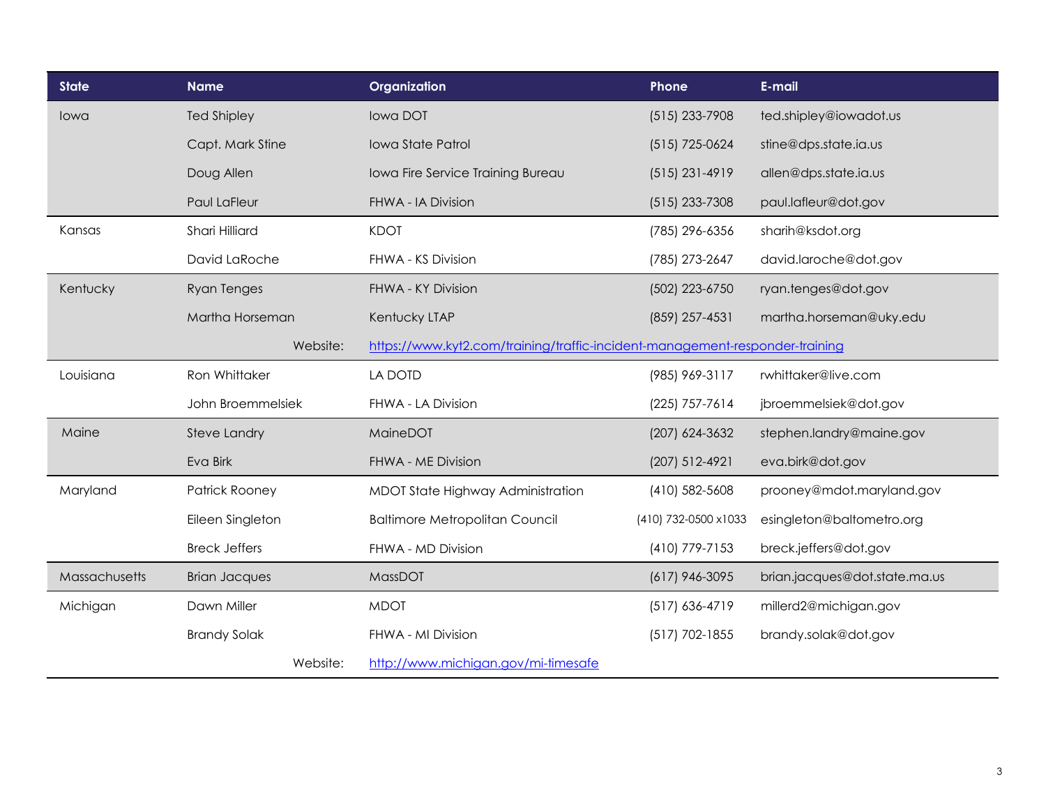| State | Name | Organization | Phone | E-mail |
| --- | --- | --- | --- | --- |
| Iowa | Ted Shipley | Iowa DOT | (515) 233-7908 | ted.shipley@iowadot.us |
| | Capt. Mark Stine | Iowa State Patrol | (515) 725-0624 | stine@dps.state.ia.us |
| | Doug Allen | Iowa Fire Service Training Bureau | (515) 231-4919 | allen@dps.state.ia.us |
| | Paul LaFleur | FHWA - IA Division | (515) 233-7308 | paul.lafleur@dot.gov |
| Kansas | Shari Hilliard | KDOT | (785) 296-6356 | sharih@ksdot.org |
| | David LaRoche | FHWA - KS Division | (785) 273-2647 | david.laroche@dot.gov |
| Kentucky | Ryan Tenges | FHWA - KY Division | (502) 223-6750 | ryan.tenges@dot.gov |
| | Martha Horseman | Kentucky LTAP | (859) 257-4531 | martha.horseman@uky.edu |
| | Website: | https://www.kyt2.com/training/traffic-incident-management-responder-training | | |
| Louisiana | Ron Whittaker | LA DOTD | (985) 969-3117 | rwhittaker@live.com |
| | John Broemmelsiek | FHWA - LA Division | (225) 757-7614 | jbroemmelsiek@dot.gov |
| Maine | Steve Landry | MaineDOT | (207) 624-3632 | stephen.landry@maine.gov |
| | Eva Birk | FHWA - ME Division | (207) 512-4921 | eva.birk@dot.gov |
| Maryland | Patrick Rooney | MDOT State Highway Administration | (410) 582-5608 | prooney@mdot.maryland.gov |
| | Eileen Singleton | Baltimore Metropolitan Council | (410) 732-0500 x1033 | esingleton@baltometro.org |
| | Breck Jeffers | FHWA - MD Division | (410) 779-7153 | breck.jeffers@dot.gov |
| Massachusetts | Brian Jacques | MassDOT | (617) 946-3095 | brian.jacques@dot.state.ma.us |
| Michigan | Dawn Miller | MDOT | (517) 636-4719 | millerd2@michigan.gov |
| | Brandy Solak | FHWA - MI Division | (517) 702-1855 | brandy.solak@dot.gov |
| | Website: | http://www.michigan.gov/mi-timesafe | | |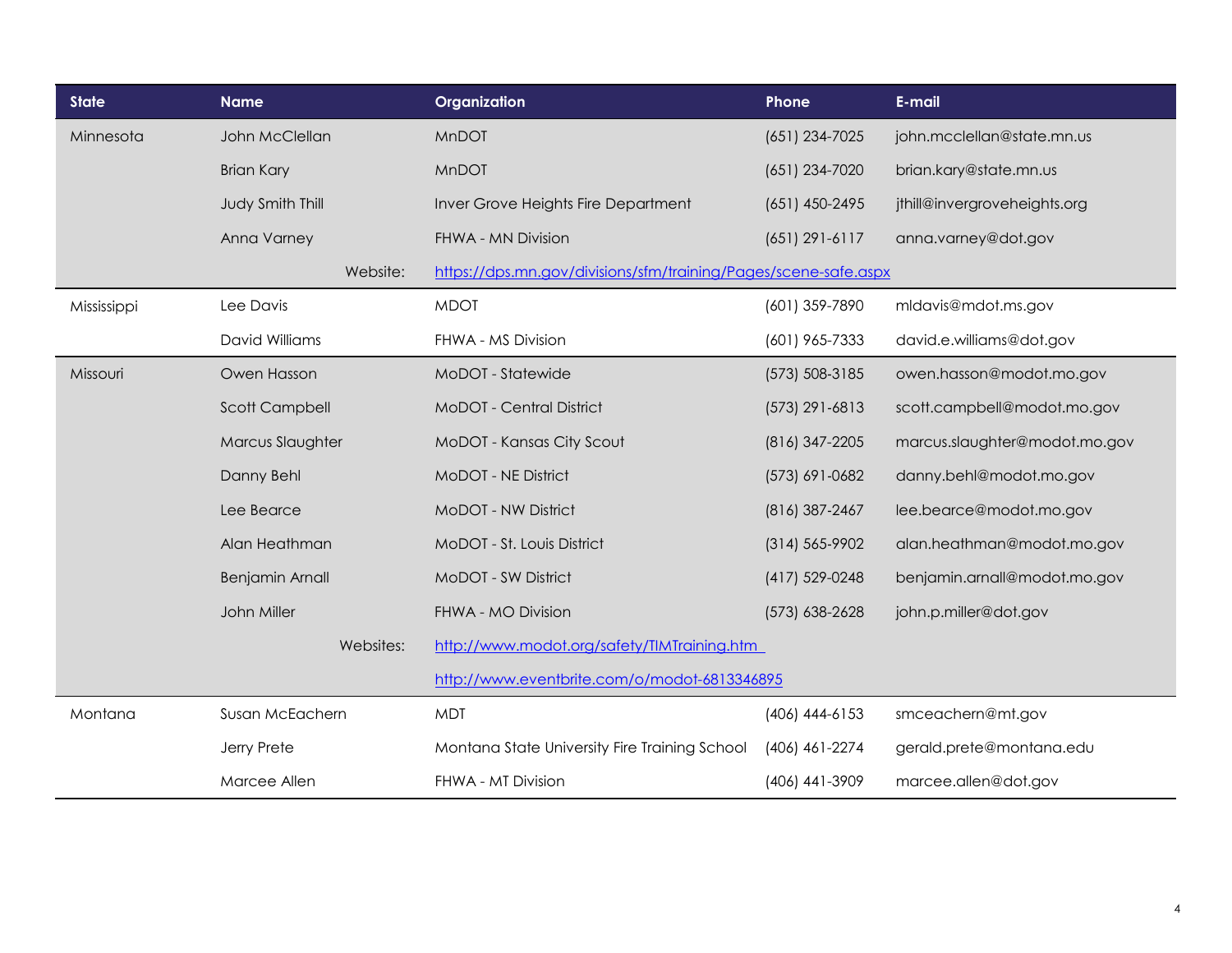| State | Name | Organization | Phone | E-mail |
|---|---|---|---|---|
| Minnesota | John McClellan | MnDOT | (651) 234-7025 | john.mcclellan@state.mn.us |
| | Brian Kary | MnDOT | (651) 234-7020 | brian.kary@state.mn.us |
| | Judy Smith Thill | Inver Grove Heights Fire Department | (651) 450-2495 | jthill@invergroveheights.org |
| | Anna Varney | FHWA - MN Division | (651) 291-6117 | anna.varney@dot.gov |
| | Website: | [https://dps.mn.gov/divisions/sfm/training/Pages/scene-safe.aspx](https://dps.mn.gov/divisions/sfm/training/Pages/scene-safe.aspx) | | |
| Mississippi | Lee Davis | MDOT | (601) 359-7890 | mldavis@mdot.ms.gov |
| | David Williams | FHWA - MS Division | (601) 965-7333 | david.e.williams@dot.gov |
| Missouri | Owen Hasson | MoDOT - Statewide | (573) 508-3185 | owen.hasson@modot.mo.gov |
| | Scott Campbell | MoDOT - Central District | (573) 291-6813 | scott.campbell@modot.mo.gov |
| | Marcus Slaughter | MoDOT - Kansas City Scout | (816) 347-2205 | marcus.slaughter@modot.mo.gov |
| | Danny Behl | MoDOT - NE District | (573) 691-0682 | danny.behl@modot.mo.gov |
| | Lee Bearce | MoDOT - NW District | (816) 387-2467 | lee.bearce@modot.mo.gov |
| | Alan Heathman | MoDOT - St. Louis District | (314) 565-9902 | alan.heathman@modot.mo.gov |
| | Benjamin Arnall | MoDOT - SW District | (417) 529-0248 | benjamin.arnall@modot.mo.gov |
| | John Miller | FHWA - MO Division | (573) 638-2628 | john.p.miller@dot.gov |
| | Websites: | [http://www.modot.org/safety/TIMTraining.htm](http://www.modot.org/safety/TIMTraining.htm) | | |
| | | [http://www.eventbrite.com/o/modot-6813346895](http://www.eventbrite.com/o/modot-6813346895) | | |
| Montana | Susan McEachern | MDT | (406) 444-6153 | smceachern@mt.gov |
| | Jerry Prete | Montana State University Fire Training School | (406) 461-2274 | gerald.prete@montana.edu |
| | Marcee Allen | FHWA - MT Division | (406) 441-3909 | marcee.allen@dot.gov |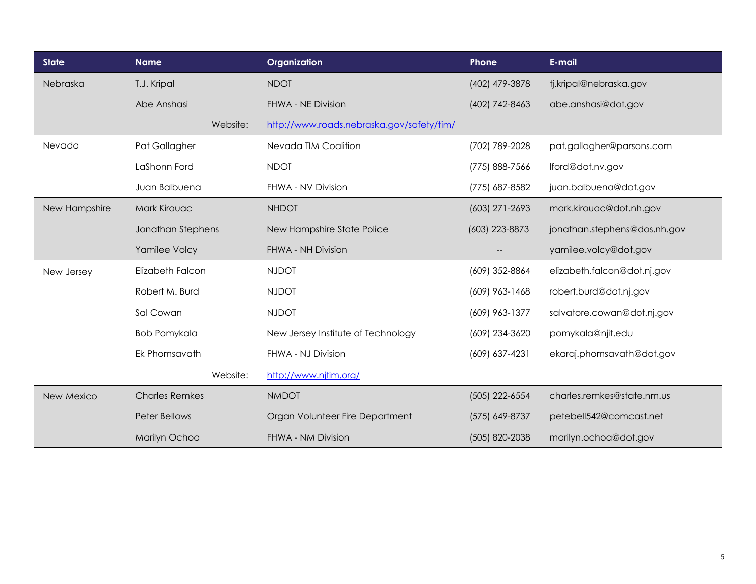| State | Name | Organization | Phone | E-mail |
|---|---|---|---|---|
| Nebraska | T.J. Kripal | NDOT | (402) 479-3878 | tj.kripal@nebraska.gov |
| | Abe Anshasi | FHWA - NE Division | (402) 742-8463 | abe.anshasi@dot.gov |
| | Website: | http://www.roads.nebraska.gov/safety/tim/ | | |
| Nevada | Pat Gallagher | Nevada TIM Coalition | (702) 789-2028 | pat.gallagher@parsons.com |
| | LaShonn Ford | NDOT | (775) 888-7566 | lford@dot.nv.gov |
| | Juan Balbuena | FHWA - NV Division | (775) 687-8582 | juan.balbuena@dot.gov |
| New Hampshire | Mark Kirouac | NHDOT | (603) 271-2693 | mark.kirouac@dot.nh.gov |
| | Jonathan Stephens | New Hampshire State Police | (603) 223-8873 | jonathan.stephens@dos.nh.gov |
| | Yamilee Volcy | FHWA - NH Division | -- | yamilee.volcy@dot.gov |
| New Jersey | Elizabeth Falcon | NJDOT | (609) 352-8864 | elizabeth.falcon@dot.nj.gov |
| | Robert M. Burd | NJDOT | (609) 963-1468 | robert.burd@dot.nj.gov |
| | Sal Cowan | NJDOT | (609) 963-1377 | salvatore.cowan@dot.nj.gov |
| | Bob Pomykala | New Jersey Institute of Technology | (609) 234-3620 | pomykala@njit.edu |
| | Ek Phomsavath | FHWA - NJ Division | (609) 637-4231 | ekaraj.phomsavath@dot.gov |
| | Website: | http://www.njtim.org/ | | |
| New Mexico | Charles Remkes | NMDOT | (505) 222-6554 | charles.remkes@state.nm.us |
| | Peter Bellows | Organ Volunteer Fire Department | (575) 649-8737 | petebell542@comcast.net |
| | Marilyn Ochoa | FHWA - NM Division | (505) 820-2038 | marilyn.ochoa@dot.gov |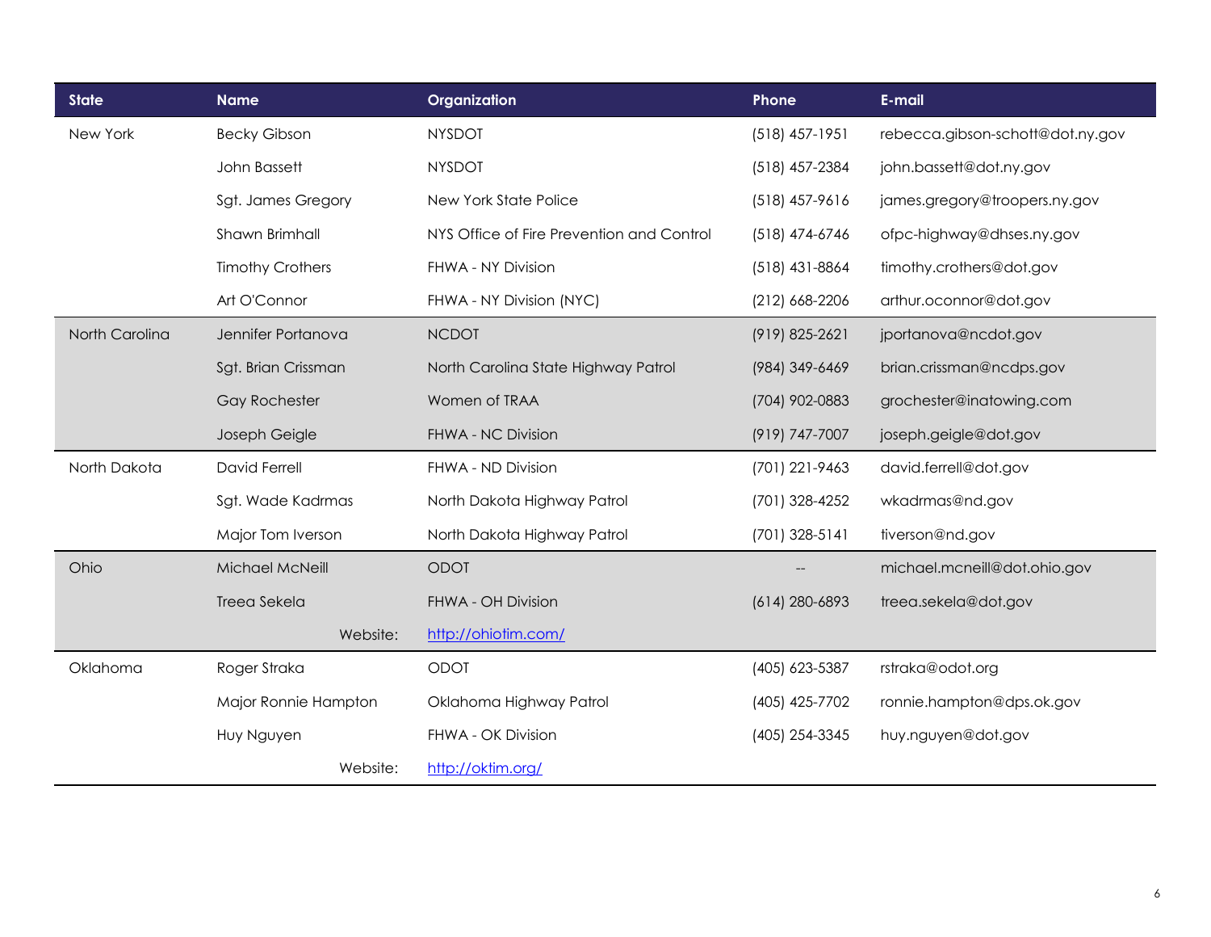| State | Name | Organization | Phone | E-mail |
| --- | --- | --- | --- | --- |
| New York | Becky Gibson | NYSDOT | (518) 457-1951 | rebecca.gibson-schott@dot.ny.gov |
| | John Bassett | NYSDOT | (518) 457-2384 | john.bassett@dot.ny.gov |
| | Sgt. James Gregory | New York State Police | (518) 457-9616 | james.gregory@troopers.ny.gov |
| | Shawn Brimhall | NYS Office of Fire Prevention and Control | (518) 474-6746 | ofpc-highway@dhses.ny.gov |
| | Timothy Crothers | FHWA - NY Division | (518) 431-8864 | timothy.crothers@dot.gov |
| | Art O'Connor | FHWA - NY Division (NYC) | (212) 668-2206 | arthur.oconnor@dot.gov |
| North Carolina | Jennifer Portanova | NCDOT | (919) 825-2621 | jportanova@ncdot.gov |
| | Sgt. Brian Crissman | North Carolina State Highway Patrol | (984) 349-6469 | brian.crissman@ncdps.gov |
| | Gay Rochester | Women of TRAA | (704) 902-0883 | grochester@inatowing.com |
| | Joseph Geigle | FHWA - NC Division | (919) 747-7007 | joseph.geigle@dot.gov |
| North Dakota | David Ferrell | FHWA - ND Division | (701) 221-9463 | david.ferrell@dot.gov |
| | Sgt. Wade Kadrmas | North Dakota Highway Patrol | (701) 328-4252 | wkadrmas@nd.gov |
| | Major Tom Iverson | North Dakota Highway Patrol | (701) 328-5141 | tiverson@nd.gov |
| Ohio | Michael McNeill | ODOT | -- | michael.mcneill@dot.ohio.gov |
| | Treea Sekela | FHWA - OH Division | (614) 280-6893 | treea.sekela@dot.gov |
| | Website: | http://ohiotim.com/ | | |
| Oklahoma | Roger Straka | ODOT | (405) 623-5387 | rstraka@odot.org |
| | Major Ronnie Hampton | Oklahoma Highway Patrol | (405) 425-7702 | ronnie.hampton@dps.ok.gov |
| | Huy Nguyen | FHWA - OK Division | (405) 254-3345 | huy.nguyen@dot.gov |
| | Website: | http://oktim.org/ | | |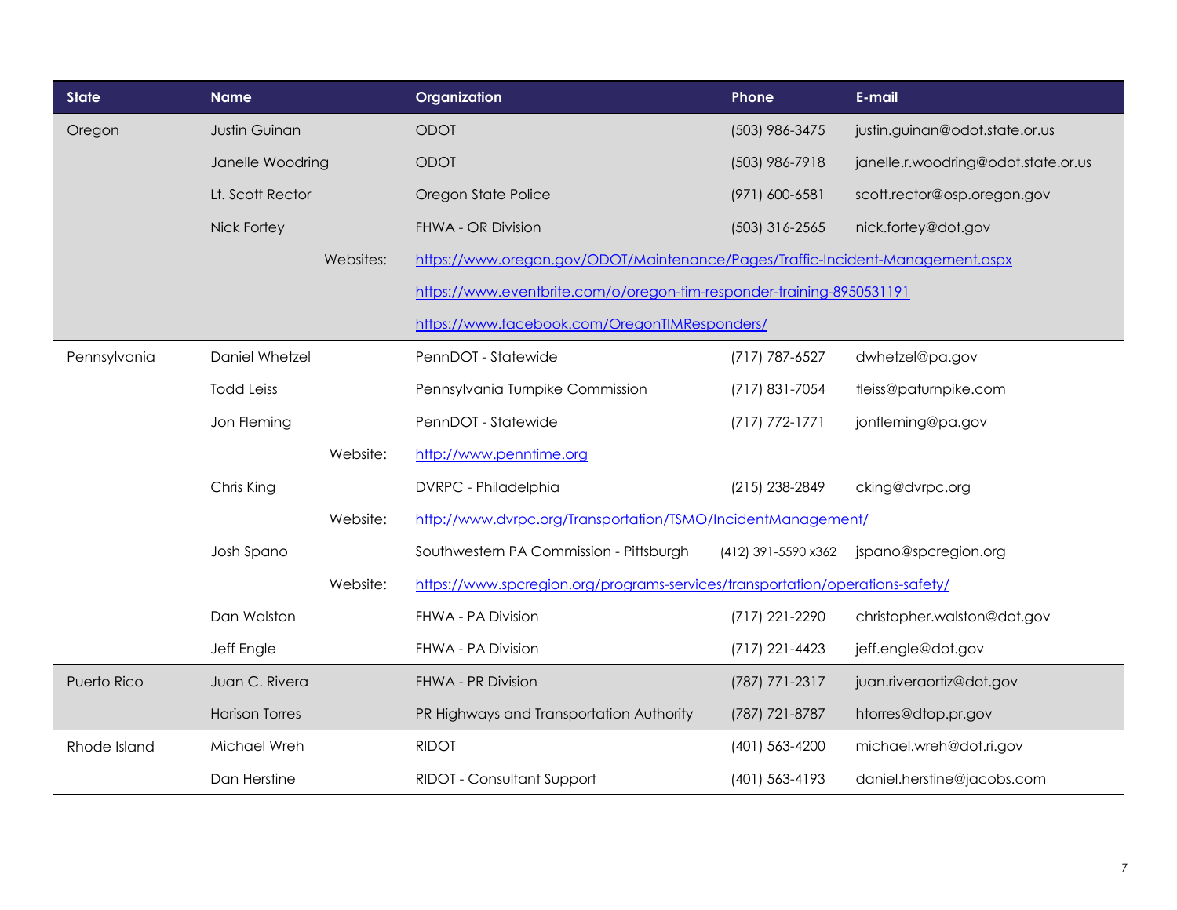| State | Name | Organization | Phone | E-mail |
|---|---|---|---|---|
| Oregon | Justin Guinan | ODOT | (503) 986-3475 | justin.guinan@odot.state.or.us |
| | Janelle Woodring | ODOT | (503) 986-7918 | janelle.r.woodring@odot.state.or.us |
| | Lt. Scott Rector | Oregon State Police | (971) 600-6581 | scott.rector@osp.oregon.gov |
| | Nick Fortey | FHWA - OR Division | (503) 316-2565 | nick.fortey@dot.gov |
| | Websites: | https://www.oregon.gov/ODOT/Maintenance/Pages/Traffic-Incident-Management.aspx | | |
| | | https://www.eventbrite.com/o/oregon-tim-responder-training-8950531191 | | |
| | | https://www.facebook.com/OregonTIMResponders/ | | |
| Pennsylvania | Daniel Whetzel | PennDOT - Statewide | (717) 787-6527 | dwhetzel@pa.gov |
| | Todd Leiss | Pennsylvania Turnpike Commission | (717) 831-7054 | tleiss@paturnpike.com |
| | Jon Fleming | PennDOT - Statewide | (717) 772-1771 | jonfleming@pa.gov |
| | Website: | http://www.penntime.org | | |
| | Chris King | DVRPC - Philadelphia | (215) 238-2849 | cking@dvrpc.org |
| | Website: | http://www.dvrpc.org/Transportation/TSMO/IncidentManagement/ | | |
| | Josh Spano | Southwestern PA Commission - Pittsburgh | (412) 391-5590 x362 | jspano@spcregion.org |
| | Website: | https://www.spcregion.org/programs-services/transportation/operations-safety/ | | |
| | Dan Walston | FHWA - PA Division | (717) 221-2290 | christopher.walston@dot.gov |
| | Jeff Engle | FHWA - PA Division | (717) 221-4423 | jeff.engle@dot.gov |
| Puerto Rico | Juan C. Rivera | FHWA - PR Division | (787) 771-2317 | juan.riveraortiz@dot.gov |
| | Harison Torres | PR Highways and Transportation Authority | (787) 721-8787 | htorres@dtop.pr.gov |
| Rhode Island | Michael Wreh | RIDOT | (401) 563-4200 | michael.wreh@dot.ri.gov |
| | Dan Herstine | RIDOT - Consultant Support | (401) 563-4193 | daniel.herstine@jacobs.com |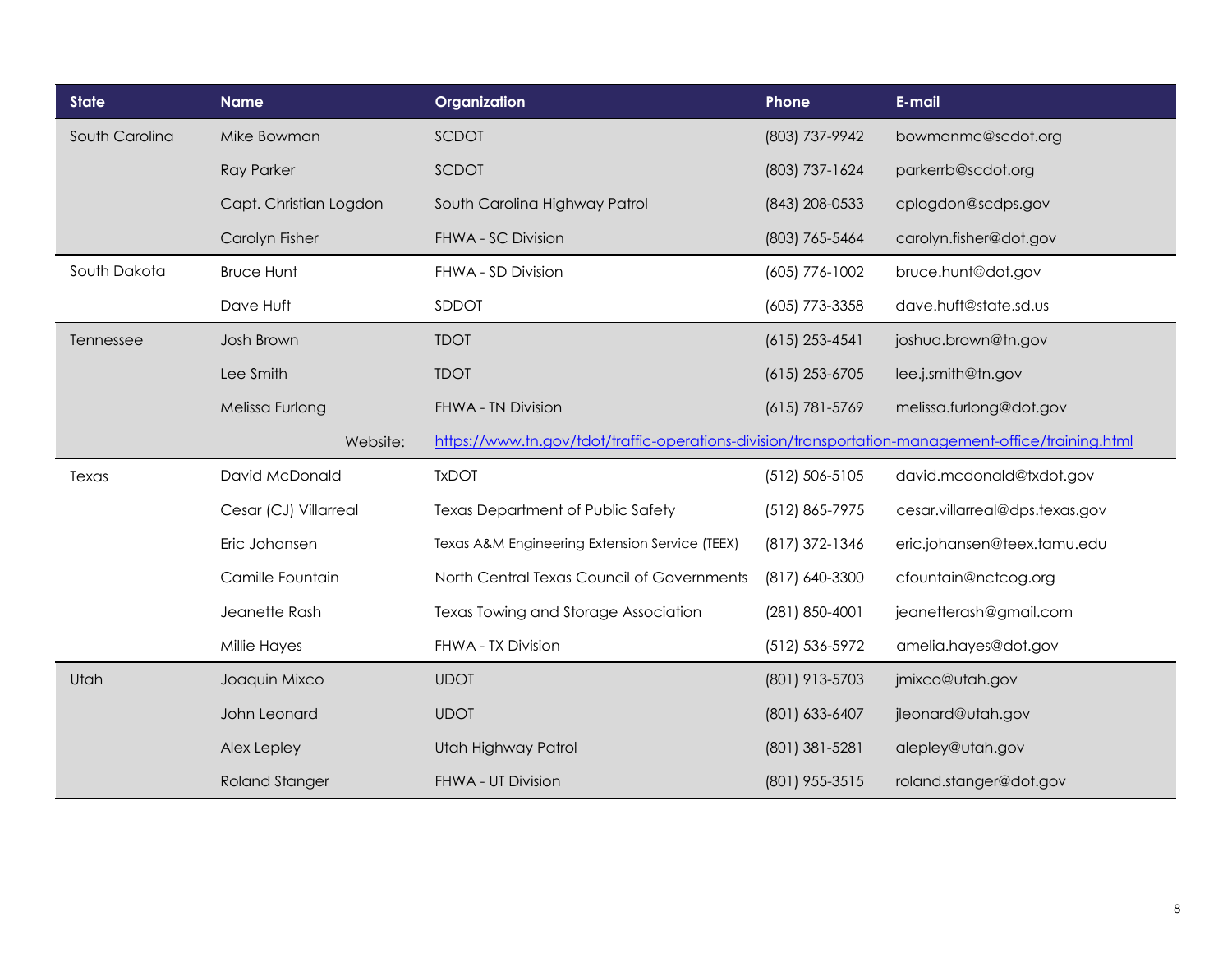| State | Name | Organization | Phone | E-mail |
|---|---|---|---|---|
| South Carolina | Mike Bowman | SCDOT | (803) 737-9942 | bowmanmc@scdot.org |
| | Ray Parker | SCDOT | (803) 737-1624 | parkerrb@scdot.org |
| | Capt. Christian Logdon | South Carolina Highway Patrol | (843) 208-0533 | cplogdon@scdps.gov |
| | Carolyn Fisher | FHWA - SC Division | (803) 765-5464 | carolyn.fisher@dot.gov |
| South Dakota | Bruce Hunt | FHWA - SD Division | (605) 776-1002 | bruce.hunt@dot.gov |
| | Dave Huft | SDDOT | (605) 773-3358 | dave.huft@state.sd.us |
| Tennessee | Josh Brown | TDOT | (615) 253-4541 | joshua.brown@tn.gov |
| | Lee Smith | TDOT | (615) 253-6705 | lee.j.smith@tn.gov |
| | Melissa Furlong | FHWA - TN Division | (615) 781-5769 | melissa.furlong@dot.gov |
| | Website: | https://www.tn.gov/tdot/traffic-operations-division/transportation-management-office/training.html | | |
| Texas | David McDonald | TxDOT | (512) 506-5105 | david.mcdonald@txdot.gov |
| | Cesar (CJ) Villarreal | Texas Department of Public Safety | (512) 865-7975 | cesar.villarreal@dps.texas.gov |
| | Eric Johansen | Texas A&M Engineering Extension Service (TEEX) | (817) 372-1346 | eric.johansen@teex.tamu.edu |
| | Camille Fountain | North Central Texas Council of Governments | (817) 640-3300 | cfountain@nctcog.org |
| | Jeanette Rash | Texas Towing and Storage Association | (281) 850-4001 | jeanetterash@gmail.com |
| | Millie Hayes | FHWA - TX Division | (512) 536-5972 | amelia.hayes@dot.gov |
| Utah | Joaquin Mixco | UDOT | (801) 913-5703 | jmixco@utah.gov |
| | John Leonard | UDOT | (801) 633-6407 | jleonard@utah.gov |
| | Alex Lepley | Utah Highway Patrol | (801) 381-5281 | alepley@utah.gov |
| | Roland Stanger | FHWA - UT Division | (801) 955-3515 | roland.stanger@dot.gov |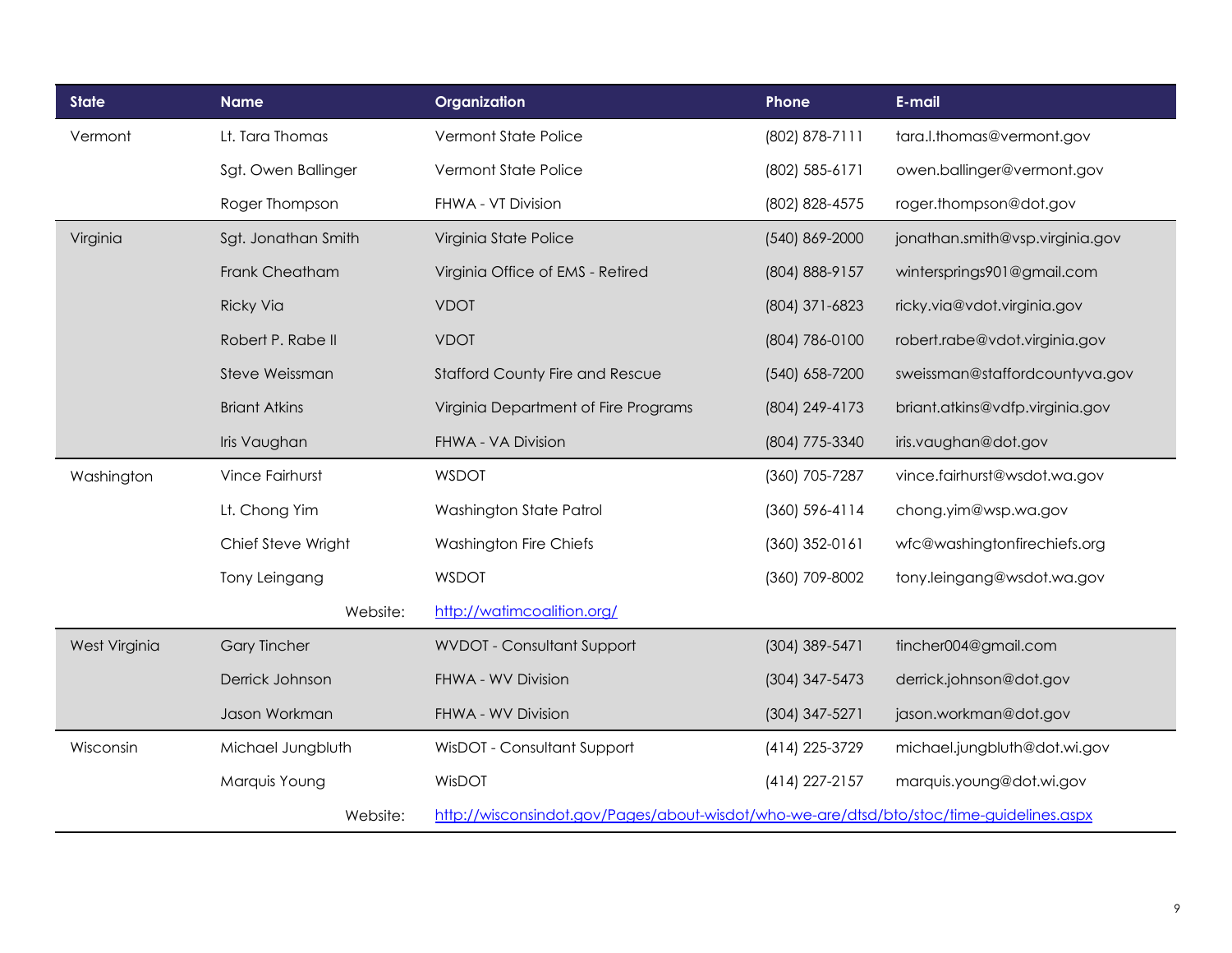| State | Name | Organization | Phone | E-mail |
|---|---|---|---|---|
| Vermont | Lt. Tara Thomas | Vermont State Police | (802) 878-7111 | tara.l.thomas@vermont.gov |
| | Sgt. Owen Ballinger | Vermont State Police | (802) 585-6171 | owen.ballinger@vermont.gov |
| | Roger Thompson | FHWA - VT Division | (802) 828-4575 | roger.thompson@dot.gov |
| Virginia | Sgt. Jonathan Smith | Virginia State Police | (540) 869-2000 | jonathan.smith@vsp.virginia.gov |
| | Frank Cheatham | Virginia Office of EMS - Retired | (804) 888-9157 | wintersprings901@gmail.com |
| | Ricky Via | VDOT | (804) 371-6823 | ricky.via@vdot.virginia.gov |
| | Robert P. Rabe II | VDOT | (804) 786-0100 | robert.rabe@vdot.virginia.gov |
| | Steve Weissman | Stafford County Fire and Rescue | (540) 658-7200 | sweissman@staffordcountyva.gov |
| | Briant Atkins | Virginia Department of Fire Programs | (804) 249-4173 | briant.atkins@vdfp.virginia.gov |
| | Iris Vaughan | FHWA - VA Division | (804) 775-3340 | iris.vaughan@dot.gov |
| Washington | Vince Fairhurst | WSDOT | (360) 705-7287 | vince.fairhurst@wsdot.wa.gov |
| | Lt. Chong Yim | Washington State Patrol | (360) 596-4114 | chong.yim@wsp.wa.gov |
| | Chief Steve Wright | Washington Fire Chiefs | (360) 352-0161 | wfc@washingtonfirechiefs.org |
| | Tony Leingang | WSDOT | (360) 709-8002 | tony.leingang@wsdot.wa.gov |
| | Website: | http://watimcoalition.org/ | | |
| West Virginia | Gary Tincher | WVDOT - Consultant Support | (304) 389-5471 | tincher004@gmail.com |
| | Derrick Johnson | FHWA - WV Division | (304) 347-5473 | derrick.johnson@dot.gov |
| | Jason Workman | FHWA - WV Division | (304) 347-5271 | jason.workman@dot.gov |
| Wisconsin | Michael Jungbluth | WisDOT - Consultant Support | (414) 225-3729 | michael.jungbluth@dot.wi.gov |
| | Marquis Young | WisDOT | (414) 227-2157 | marquis.young@dot.wi.gov |
| | Website: | http://wisconsindot.gov/Pages/about-wisdot/who-we-are/dtsd/bto/stoc/time-guidelines.aspx | | |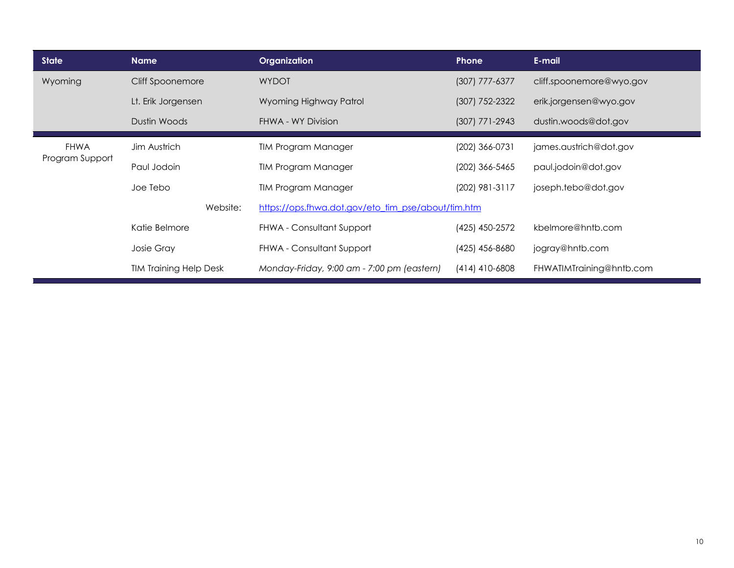| State | Name | Organization | Phone | E-mail |
|---|---|---|---|---|
| Wyoming | Cliff Spoonemore | WYDOT | (307) 777-6377 | cliff.spoonemore@wyo.gov |
| | Lt. Erik Jorgensen | Wyoming Highway Patrol | (307) 752-2322 | erik.jorgensen@wyo.gov |
| | Dustin Woods | FHWA - WY Division | (307) 771-2943 | dustin.woods@dot.gov |
| FHWA Program Support | Jim Austrich | TIM Program Manager | (202) 366-0731 | james.austrich@dot.gov |
| | Paul Jodoin | TIM Program Manager | (202) 366-5465 | paul.jodoin@dot.gov |
| | Joe Tebo | TIM Program Manager | (202) 981-3117 | joseph.tebo@dot.gov |
| | Website: | https://ops.fhwa.dot.gov/eto_tim_pse/about/tim.htm | | |
| | Katie Belmore | FHWA - Consultant Support | (425) 450-2572 | kbelmore@hntb.com |
| | Josie Gray | FHWA - Consultant Support | (425) 456-8680 | jogray@hntb.com |
| | TIM Training Help Desk | *Monday-Friday, 9:00 am - 7:00 pm (eastern)* | (414) 410-6808 | FHWATIMTraining@hntb.com |